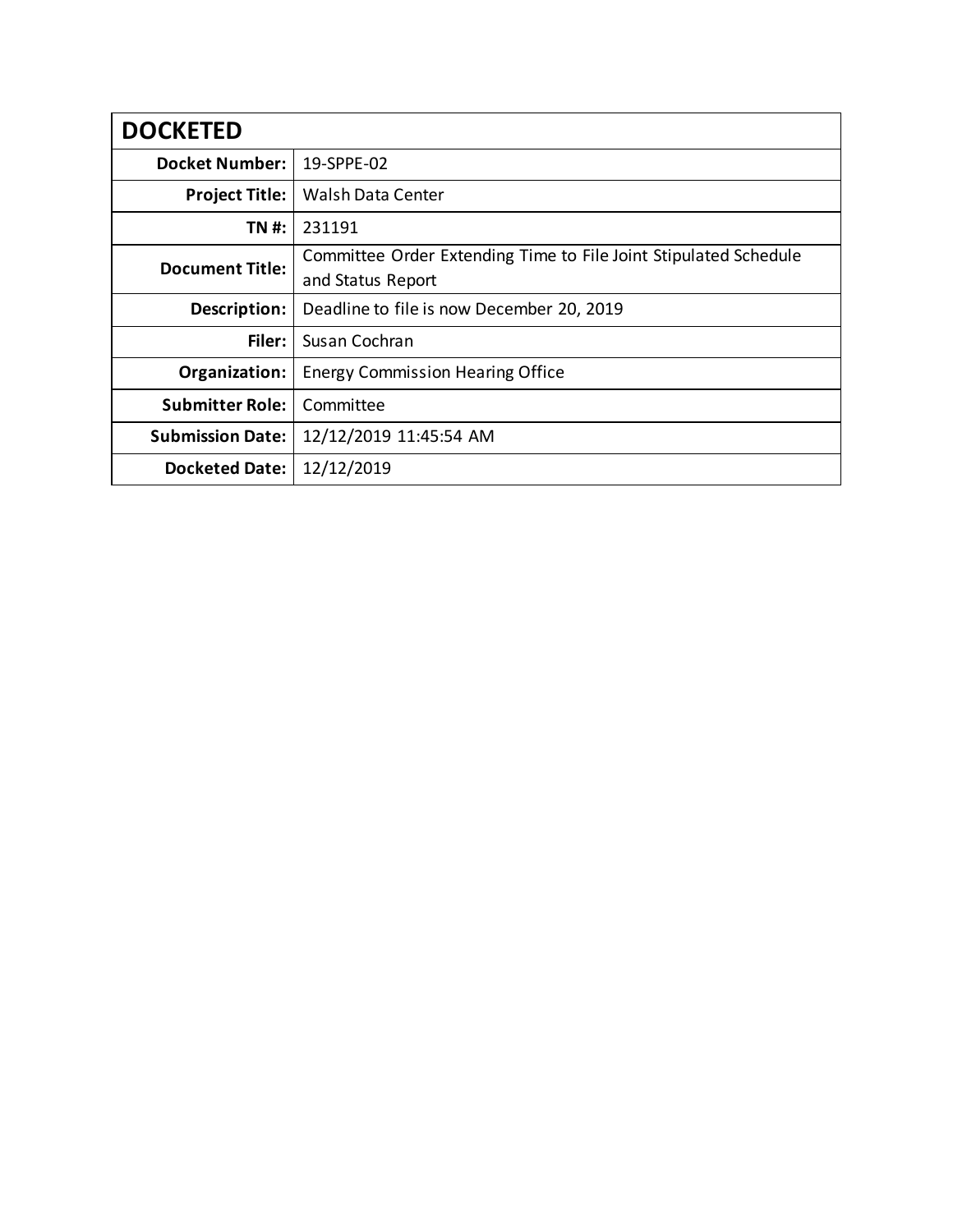| **DOCKETED** | |
|---:|---|
| **Docket Number:** | 19-SPPE-02 |
| **Project Title:** | Walsh Data Center |
| **TN #:** | 231191 |
| **Document Title:** | Committee Order Extending Time to File Joint Stipulated Schedule and Status Report |
| **Description:** | Deadline to file is now December 20, 2019 |
| **Filer:** | Susan Cochran |
| **Organization:** | Energy Commission Hearing Office |
| **Submitter Role:** | Committee |
| **Submission Date:** | 12/12/2019 11:45:54 AM |
| **Docketed Date:** | 12/12/2019 |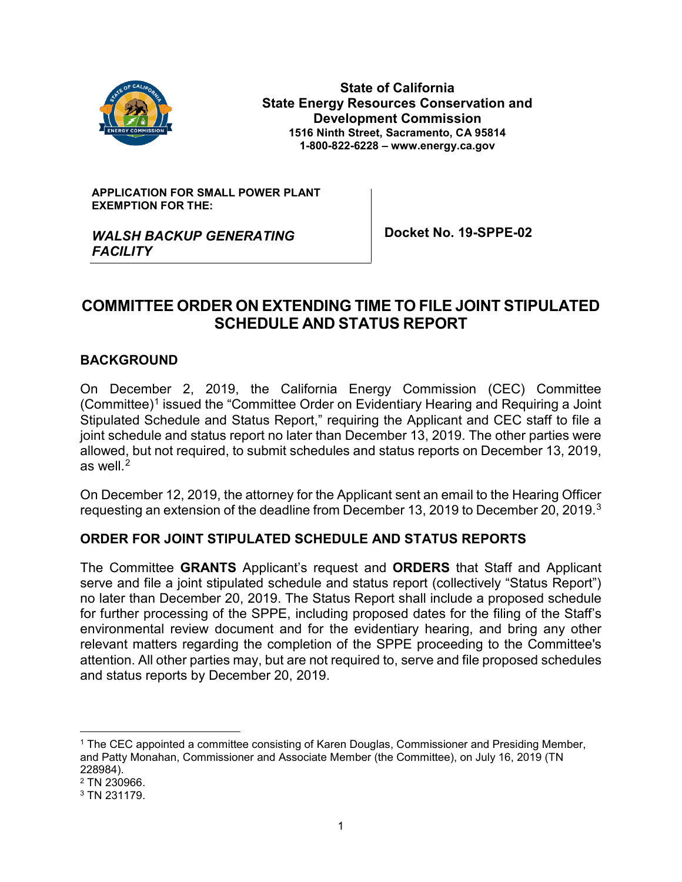**State of California**
**State Energy Resources Conservation and Development Commission**
**1516 Ninth Street, Sacramento, CA 95814**
**1-800-822-6228 – www.energy.ca.gov**

| **APPLICATION FOR SMALL POWER PLANT EXEMPTION FOR THE:** *WALSH BACKUP GENERATING FACILITY* | **Docket No. 19-SPPE-02** |
| --- | --- |

# COMMITTEE ORDER ON EXTENDING TIME TO FILE JOINT STIPULATED SCHEDULE AND STATUS REPORT

## BACKGROUND

On December 2, 2019, the California Energy Commission (CEC) Committee (Committee)[1] issued the "Committee Order on Evidentiary Hearing and Requiring a Joint Stipulated Schedule and Status Report," requiring the Applicant and CEC staff to file a joint schedule and status report no later than December 13, 2019. The other parties were allowed, but not required, to submit schedules and status reports on December 13, 2019, as well.[2]

On December 12, 2019, the attorney for the Applicant sent an email to the Hearing Officer requesting an extension of the deadline from December 13, 2019 to December 20, 2019.[3]

## ORDER FOR JOINT STIPULATED SCHEDULE AND STATUS REPORTS

The Committee **GRANTS** Applicant's request and **ORDERS** that Staff and Applicant serve and file a joint stipulated schedule and status report (collectively "Status Report") no later than December 20, 2019. The Status Report shall include a proposed schedule for further processing of the SPPE, including proposed dates for the filing of the Staff's environmental review document and for the evidentiary hearing, and bring any other relevant matters regarding the completion of the SPPE proceeding to the Committee's attention. All other parties may, but are not required to, serve and file proposed schedules and status reports by December 20, 2019.

---

[1] The CEC appointed a committee consisting of Karen Douglas, Commissioner and Presiding Member, and Patty Monahan, Commissioner and Associate Member (the Committee), on July 16, 2019 (TN 228984).

[2] TN 230966.

[3] TN 231179.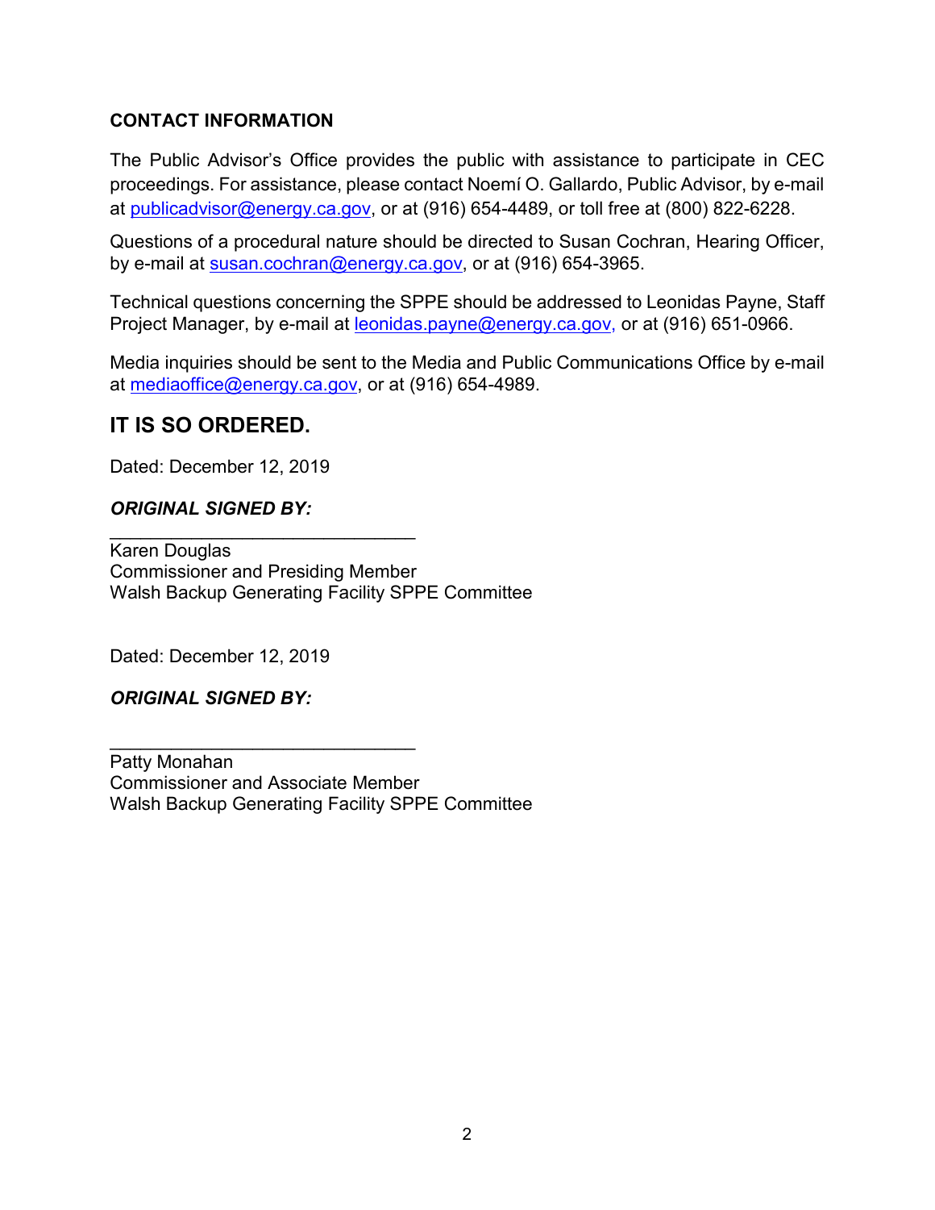**CONTACT INFORMATION**

The Public Advisor's Office provides the public with assistance to participate in CEC proceedings. For assistance, please contact Noemí O. Gallardo, Public Advisor, by e-mail at publicadvisor@energy.ca.gov, or at (916) 654-4489, or toll free at (800) 822-6228.

Questions of a procedural nature should be directed to Susan Cochran, Hearing Officer, by e-mail at susan.cochran@energy.ca.gov, or at (916) 654-3965.

Technical questions concerning the SPPE should be addressed to Leonidas Payne, Staff Project Manager, by e-mail at leonidas.payne@energy.ca.gov, or at (916) 651-0966.

Media inquiries should be sent to the Media and Public Communications Office by e-mail at mediaoffice@energy.ca.gov, or at (916) 654-4989.

## IT IS SO ORDERED.

Dated: December 12, 2019

***ORIGINAL SIGNED BY:***

\_\_\_\_\_\_\_\_\_\_\_\_\_\_\_\_\_\_\_\_\_\_\_\_\_\_\_\_\_\_\_\_
Karen Douglas
Commissioner and Presiding Member
Walsh Backup Generating Facility SPPE Committee

Dated: December 12, 2019

***ORIGINAL SIGNED BY:***

\_\_\_\_\_\_\_\_\_\_\_\_\_\_\_\_\_\_\_\_\_\_\_\_\_\_\_\_\_\_\_\_
Patty Monahan
Commissioner and Associate Member
Walsh Backup Generating Facility SPPE Committee